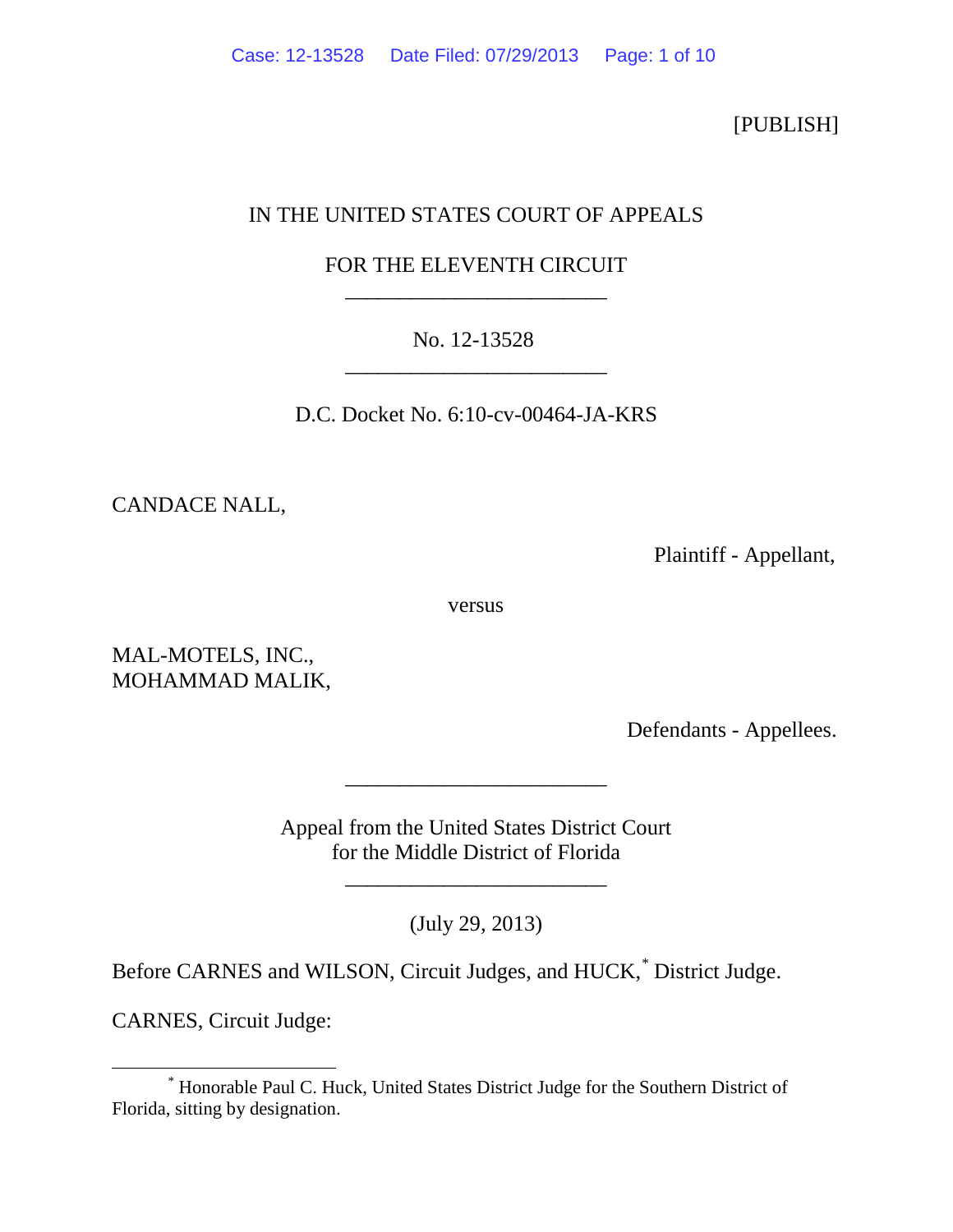[PUBLISH]

IN THE UNITED STATES COURT OF APPEALS

FOR THE ELEVENTH CIRCUIT

---

No. 12-13528

---

D.C. Docket No. 6:10-cv-00464-JA-KRS

CANDACE NALL,

Plaintiff - Appellant,

versus

MAL-MOTELS, INC.,
MOHAMMAD MALIK,

Defendants - Appellees.

---

Appeal from the United States District Court
for the Middle District of Florida

---

(July 29, 2013)

Before CARNES and WILSON, Circuit Judges, and HUCK,[*] District Judge.

CARNES, Circuit Judge:

---

[*] Honorable Paul C. Huck, United States District Judge for the Southern District of Florida, sitting by designation.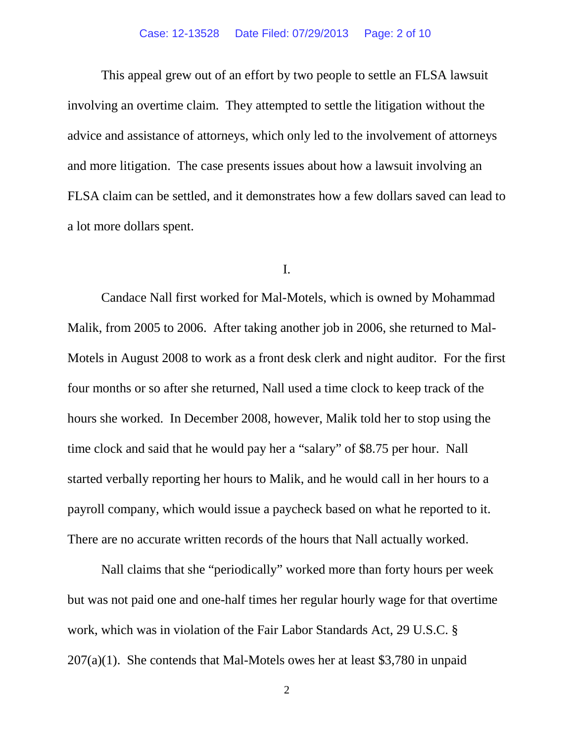This appeal grew out of an effort by two people to settle an FLSA lawsuit involving an overtime claim. They attempted to settle the litigation without the advice and assistance of attorneys, which only led to the involvement of attorneys and more litigation. The case presents issues about how a lawsuit involving an FLSA claim can be settled, and it demonstrates how a few dollars saved can lead to a lot more dollars spent.

I.

Candace Nall first worked for Mal-Motels, which is owned by Mohammad Malik, from 2005 to 2006. After taking another job in 2006, she returned to Mal-Motels in August 2008 to work as a front desk clerk and night auditor. For the first four months or so after she returned, Nall used a time clock to keep track of the hours she worked. In December 2008, however, Malik told her to stop using the time clock and said that he would pay her a "salary" of $8.75 per hour. Nall started verbally reporting her hours to Malik, and he would call in her hours to a payroll company, which would issue a paycheck based on what he reported to it. There are no accurate written records of the hours that Nall actually worked.

Nall claims that she "periodically" worked more than forty hours per week but was not paid one and one-half times her regular hourly wage for that overtime work, which was in violation of the Fair Labor Standards Act, 29 U.S.C. § 207(a)(1). She contends that Mal-Motels owes her at least $3,780 in unpaid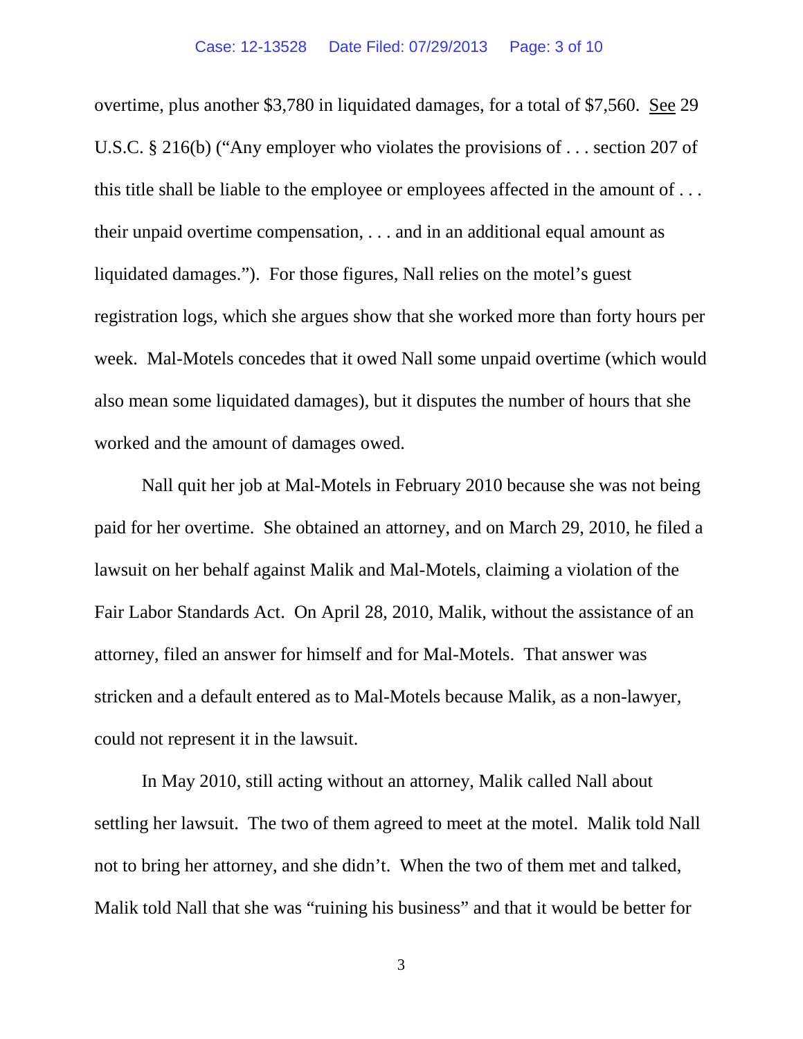overtime, plus another $3,780 in liquidated damages, for a total of $7,560. See 29 U.S.C. § 216(b) ("Any employer who violates the provisions of . . . section 207 of this title shall be liable to the employee or employees affected in the amount of . . . their unpaid overtime compensation, . . . and in an additional equal amount as liquidated damages."). For those figures, Nall relies on the motel's guest registration logs, which she argues show that she worked more than forty hours per week. Mal-Motels concedes that it owed Nall some unpaid overtime (which would also mean some liquidated damages), but it disputes the number of hours that she worked and the amount of damages owed.

Nall quit her job at Mal-Motels in February 2010 because she was not being paid for her overtime. She obtained an attorney, and on March 29, 2010, he filed a lawsuit on her behalf against Malik and Mal-Motels, claiming a violation of the Fair Labor Standards Act. On April 28, 2010, Malik, without the assistance of an attorney, filed an answer for himself and for Mal-Motels. That answer was stricken and a default entered as to Mal-Motels because Malik, as a non-lawyer, could not represent it in the lawsuit.

In May 2010, still acting without an attorney, Malik called Nall about settling her lawsuit. The two of them agreed to meet at the motel. Malik told Nall not to bring her attorney, and she didn't. When the two of them met and talked, Malik told Nall that she was "ruining his business" and that it would be better for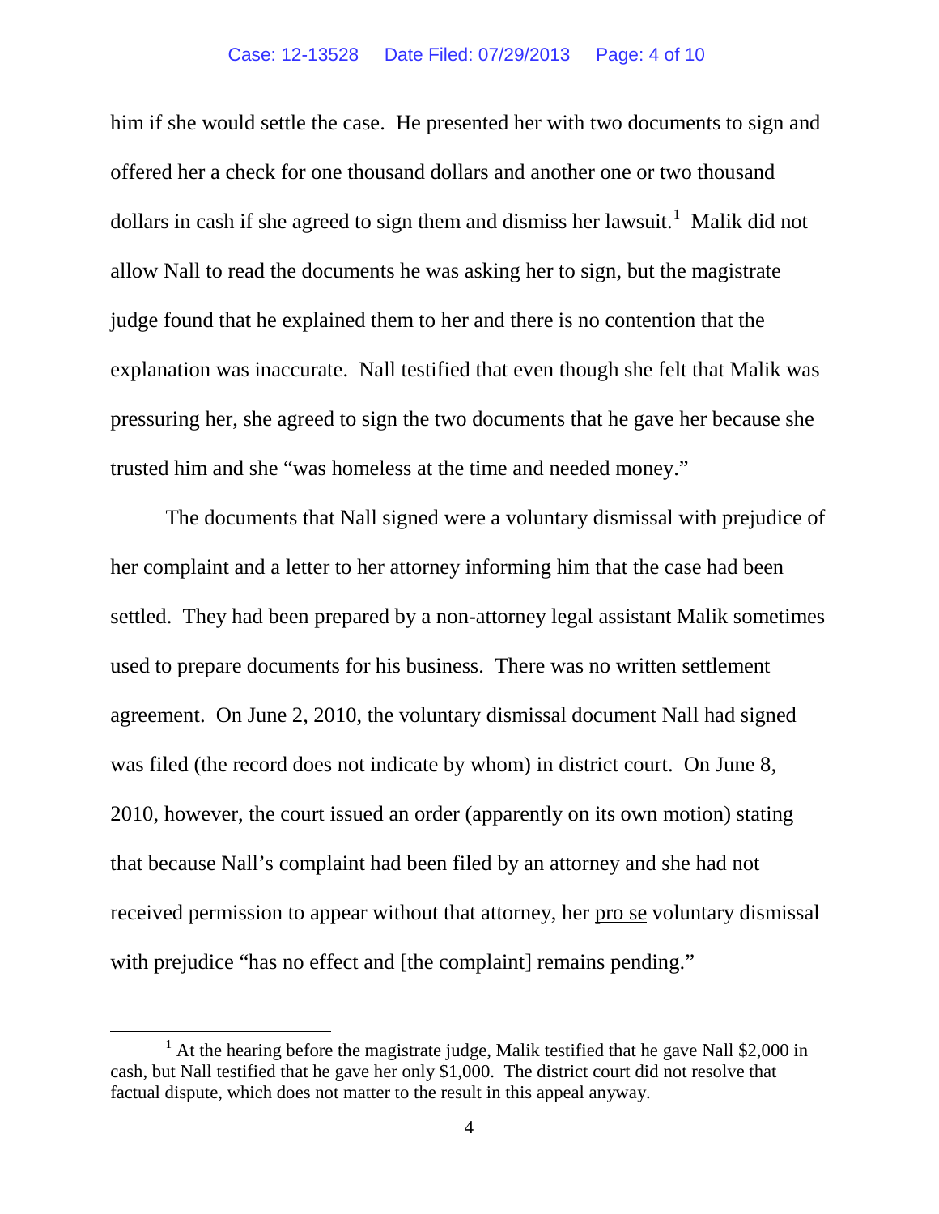him if she would settle the case. He presented her with two documents to sign and offered her a check for one thousand dollars and another one or two thousand dollars in cash if she agreed to sign them and dismiss her lawsuit.[1] Malik did not allow Nall to read the documents he was asking her to sign, but the magistrate judge found that he explained them to her and there is no contention that the explanation was inaccurate. Nall testified that even though she felt that Malik was pressuring her, she agreed to sign the two documents that he gave her because she trusted him and she "was homeless at the time and needed money."

The documents that Nall signed were a voluntary dismissal with prejudice of her complaint and a letter to her attorney informing him that the case had been settled. They had been prepared by a non-attorney legal assistant Malik sometimes used to prepare documents for his business. There was no written settlement agreement. On June 2, 2010, the voluntary dismissal document Nall had signed was filed (the record does not indicate by whom) in district court. On June 8, 2010, however, the court issued an order (apparently on its own motion) stating that because Nall's complaint had been filed by an attorney and she had not received permission to appear without that attorney, her pro se voluntary dismissal with prejudice "has no effect and [the complaint] remains pending."

---

[1] At the hearing before the magistrate judge, Malik testified that he gave Nall $2,000 in cash, but Nall testified that he gave her only $1,000. The district court did not resolve that factual dispute, which does not matter to the result in this appeal anyway.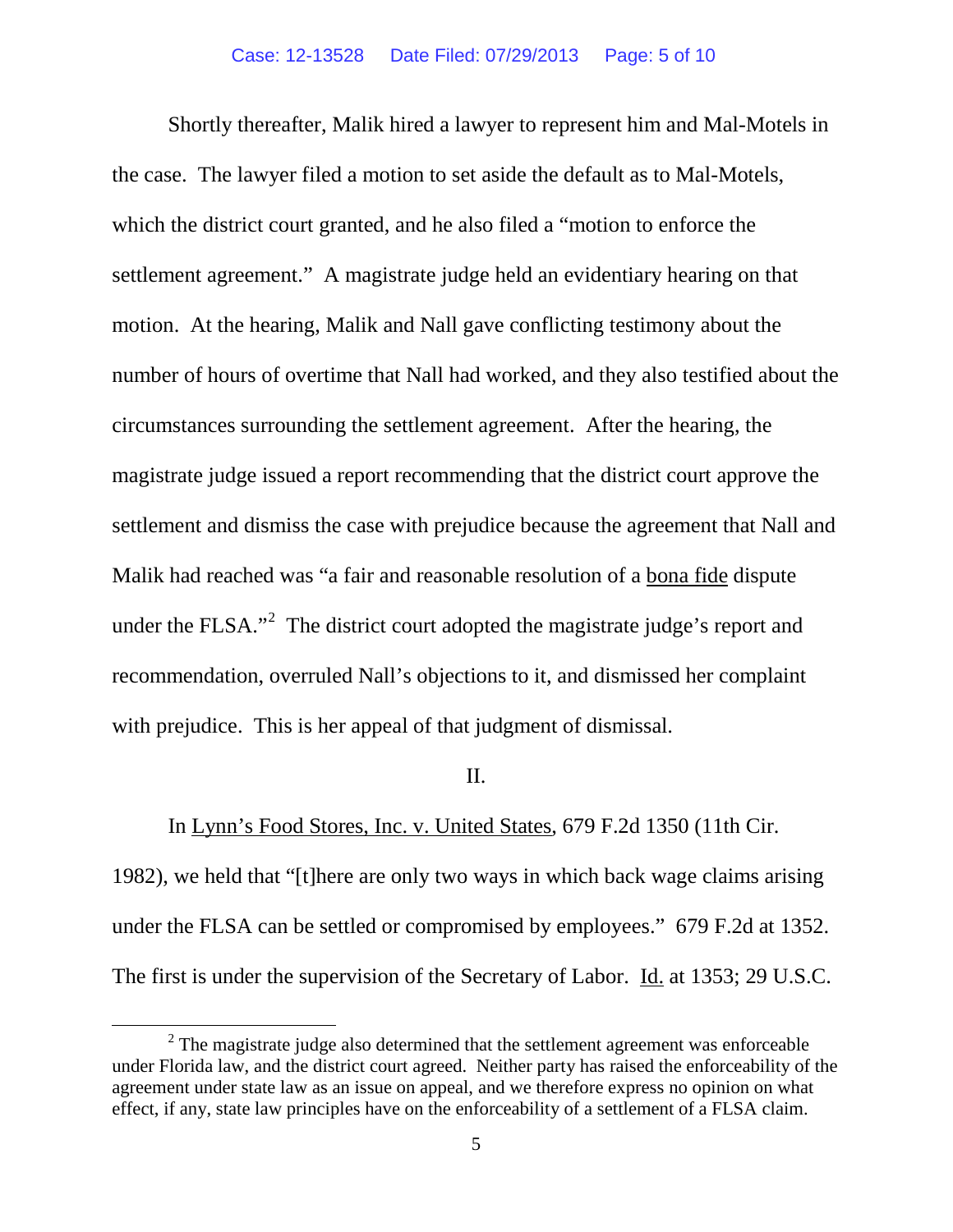Shortly thereafter, Malik hired a lawyer to represent him and Mal-Motels in the case. The lawyer filed a motion to set aside the default as to Mal-Motels, which the district court granted, and he also filed a "motion to enforce the settlement agreement." A magistrate judge held an evidentiary hearing on that motion. At the hearing, Malik and Nall gave conflicting testimony about the number of hours of overtime that Nall had worked, and they also testified about the circumstances surrounding the settlement agreement. After the hearing, the magistrate judge issued a report recommending that the district court approve the settlement and dismiss the case with prejudice because the agreement that Nall and Malik had reached was "a fair and reasonable resolution of a bona fide dispute under the FLSA."[2] The district court adopted the magistrate judge's report and recommendation, overruled Nall's objections to it, and dismissed her complaint with prejudice. This is her appeal of that judgment of dismissal.

II.

In Lynn's Food Stores, Inc. v. United States, 679 F.2d 1350 (11th Cir. 1982), we held that "[t]here are only two ways in which back wage claims arising under the FLSA can be settled or compromised by employees." 679 F.2d at 1352. The first is under the supervision of the Secretary of Labor. Id. at 1353; 29 U.S.C.

[2] The magistrate judge also determined that the settlement agreement was enforceable under Florida law, and the district court agreed. Neither party has raised the enforceability of the agreement under state law as an issue on appeal, and we therefore express no opinion on what effect, if any, state law principles have on the enforceability of a settlement of a FLSA claim.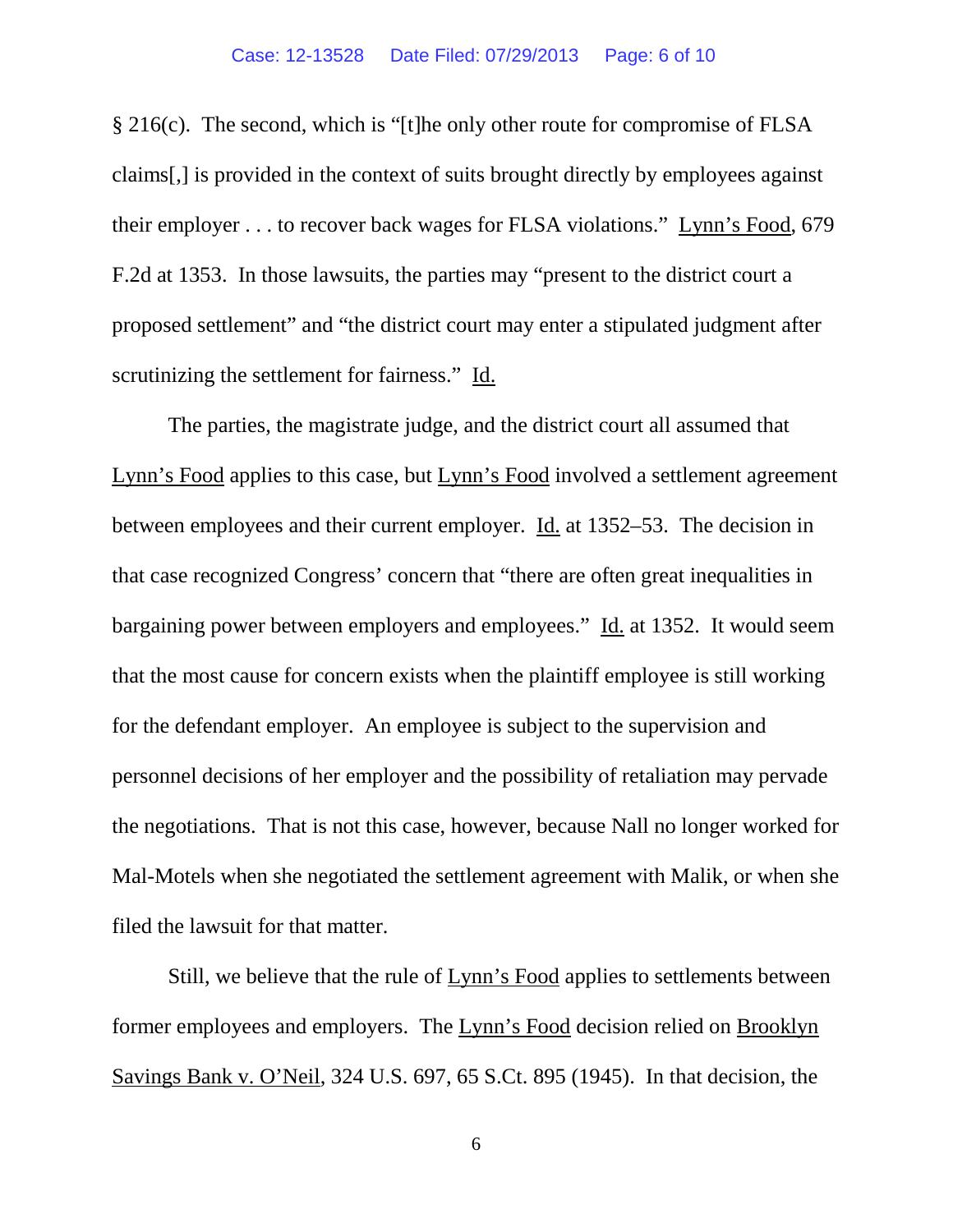§ 216(c). The second, which is "[t]he only other route for compromise of FLSA claims[,] is provided in the context of suits brought directly by employees against their employer . . . to recover back wages for FLSA violations." Lynn's Food, 679 F.2d at 1353. In those lawsuits, the parties may "present to the district court a proposed settlement" and "the district court may enter a stipulated judgment after scrutinizing the settlement for fairness." Id.

The parties, the magistrate judge, and the district court all assumed that Lynn's Food applies to this case, but Lynn's Food involved a settlement agreement between employees and their current employer. Id. at 1352–53. The decision in that case recognized Congress' concern that "there are often great inequalities in bargaining power between employers and employees." Id. at 1352. It would seem that the most cause for concern exists when the plaintiff employee is still working for the defendant employer. An employee is subject to the supervision and personnel decisions of her employer and the possibility of retaliation may pervade the negotiations. That is not this case, however, because Nall no longer worked for Mal-Motels when she negotiated the settlement agreement with Malik, or when she filed the lawsuit for that matter.

Still, we believe that the rule of Lynn's Food applies to settlements between former employees and employers. The Lynn's Food decision relied on Brooklyn Savings Bank v. O'Neil, 324 U.S. 697, 65 S.Ct. 895 (1945). In that decision, the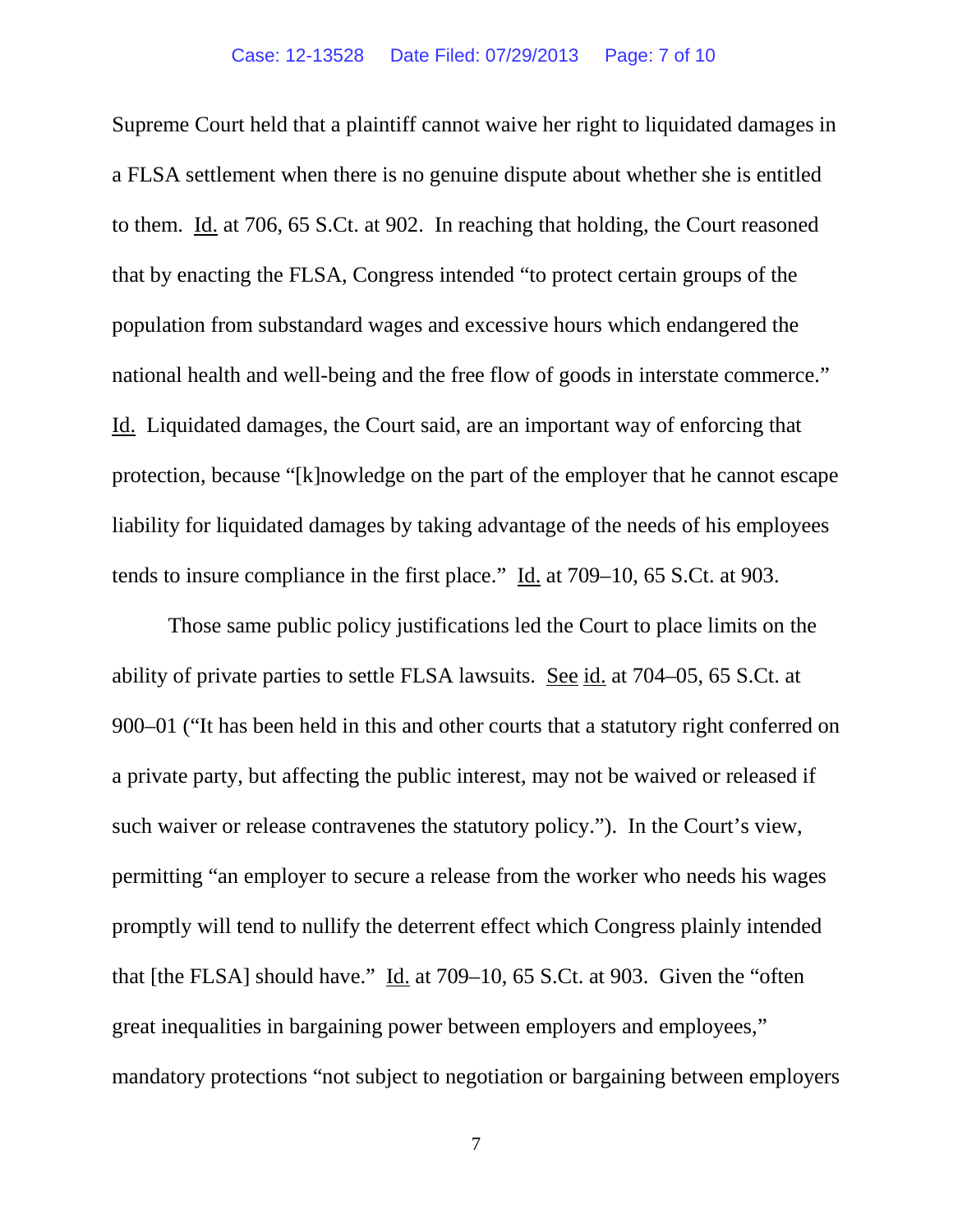Supreme Court held that a plaintiff cannot waive her right to liquidated damages in a FLSA settlement when there is no genuine dispute about whether she is entitled to them. Id. at 706, 65 S.Ct. at 902. In reaching that holding, the Court reasoned that by enacting the FLSA, Congress intended "to protect certain groups of the population from substandard wages and excessive hours which endangered the national health and well-being and the free flow of goods in interstate commerce." Id. Liquidated damages, the Court said, are an important way of enforcing that protection, because "[k]nowledge on the part of the employer that he cannot escape liability for liquidated damages by taking advantage of the needs of his employees tends to insure compliance in the first place." Id. at 709–10, 65 S.Ct. at 903.

Those same public policy justifications led the Court to place limits on the ability of private parties to settle FLSA lawsuits. See id. at 704–05, 65 S.Ct. at 900–01 ("It has been held in this and other courts that a statutory right conferred on a private party, but affecting the public interest, may not be waived or released if such waiver or release contravenes the statutory policy."). In the Court's view, permitting "an employer to secure a release from the worker who needs his wages promptly will tend to nullify the deterrent effect which Congress plainly intended that [the FLSA] should have." Id. at 709–10, 65 S.Ct. at 903. Given the "often great inequalities in bargaining power between employers and employees," mandatory protections "not subject to negotiation or bargaining between employers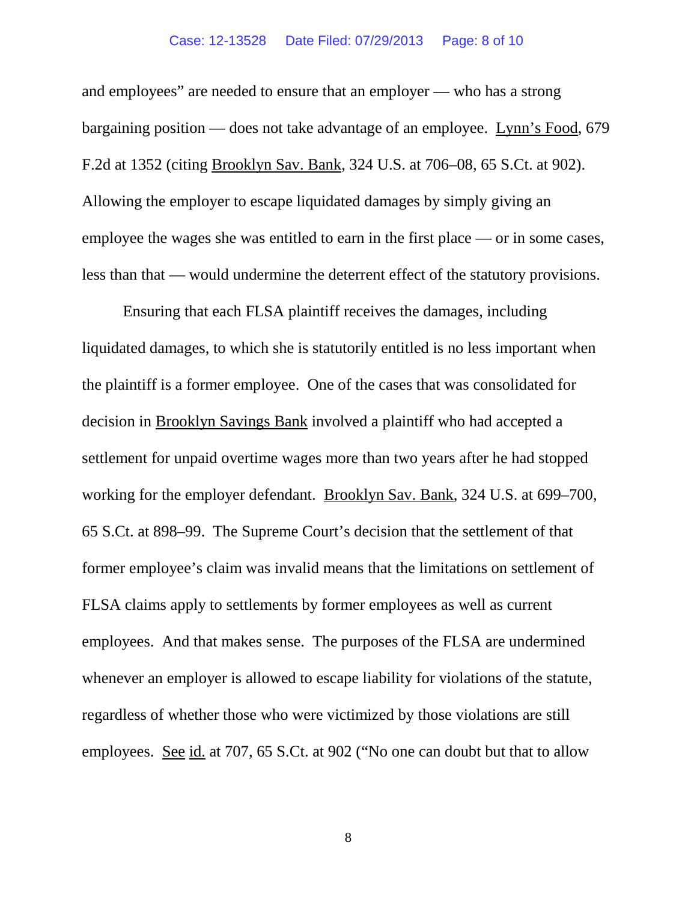and employees" are needed to ensure that an employer — who has a strong bargaining position — does not take advantage of an employee. Lynn's Food, 679 F.2d at 1352 (citing Brooklyn Sav. Bank, 324 U.S. at 706–08, 65 S.Ct. at 902). Allowing the employer to escape liquidated damages by simply giving an employee the wages she was entitled to earn in the first place — or in some cases, less than that — would undermine the deterrent effect of the statutory provisions.

Ensuring that each FLSA plaintiff receives the damages, including liquidated damages, to which she is statutorily entitled is no less important when the plaintiff is a former employee. One of the cases that was consolidated for decision in Brooklyn Savings Bank involved a plaintiff who had accepted a settlement for unpaid overtime wages more than two years after he had stopped working for the employer defendant. Brooklyn Sav. Bank, 324 U.S. at 699–700, 65 S.Ct. at 898–99. The Supreme Court's decision that the settlement of that former employee's claim was invalid means that the limitations on settlement of FLSA claims apply to settlements by former employees as well as current employees. And that makes sense. The purposes of the FLSA are undermined whenever an employer is allowed to escape liability for violations of the statute, regardless of whether those who were victimized by those violations are still employees. See id. at 707, 65 S.Ct. at 902 ("No one can doubt but that to allow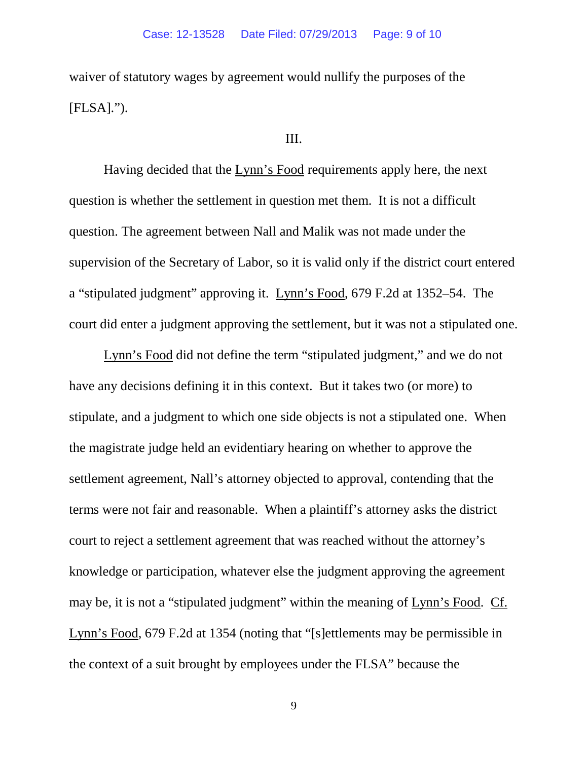waiver of statutory wages by agreement would nullify the purposes of the [FLSA].").

III.

Having decided that the Lynn's Food requirements apply here, the next question is whether the settlement in question met them. It is not a difficult question. The agreement between Nall and Malik was not made under the supervision of the Secretary of Labor, so it is valid only if the district court entered a "stipulated judgment" approving it. Lynn's Food, 679 F.2d at 1352–54. The court did enter a judgment approving the settlement, but it was not a stipulated one.

Lynn's Food did not define the term "stipulated judgment," and we do not have any decisions defining it in this context. But it takes two (or more) to stipulate, and a judgment to which one side objects is not a stipulated one. When the magistrate judge held an evidentiary hearing on whether to approve the settlement agreement, Nall's attorney objected to approval, contending that the terms were not fair and reasonable. When a plaintiff's attorney asks the district court to reject a settlement agreement that was reached without the attorney's knowledge or participation, whatever else the judgment approving the agreement may be, it is not a "stipulated judgment" within the meaning of Lynn's Food. Cf. Lynn's Food, 679 F.2d at 1354 (noting that "[s]ettlements may be permissible in the context of a suit brought by employees under the FLSA" because the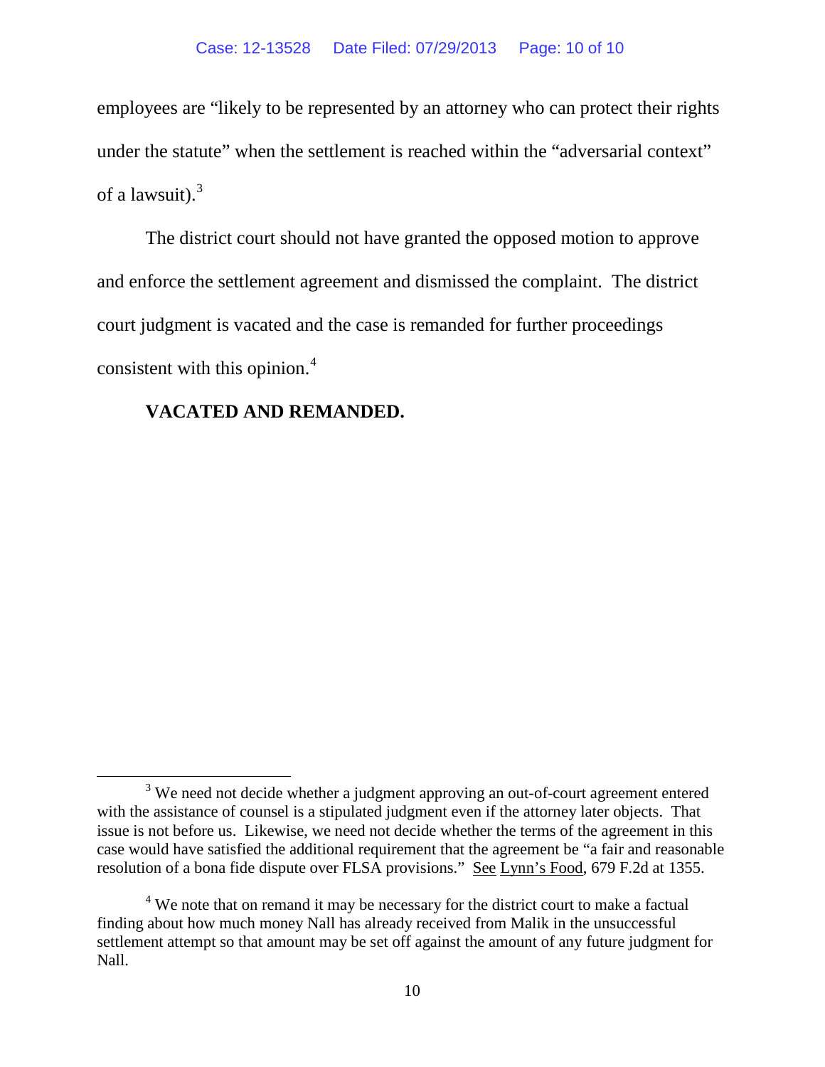employees are "likely to be represented by an attorney who can protect their rights under the statute" when the settlement is reached within the "adversarial context" of a lawsuit).[3]

The district court should not have granted the opposed motion to approve and enforce the settlement agreement and dismissed the complaint. The district court judgment is vacated and the case is remanded for further proceedings consistent with this opinion.[4]

**VACATED AND REMANDED.**

---

[3] We need not decide whether a judgment approving an out-of-court agreement entered with the assistance of counsel is a stipulated judgment even if the attorney later objects. That issue is not before us. Likewise, we need not decide whether the terms of the agreement in this case would have satisfied the additional requirement that the agreement be "a fair and reasonable resolution of a bona fide dispute over FLSA provisions." See Lynn's Food, 679 F.2d at 1355.

[4] We note that on remand it may be necessary for the district court to make a factual finding about how much money Nall has already received from Malik in the unsuccessful settlement attempt so that amount may be set off against the amount of any future judgment for Nall.